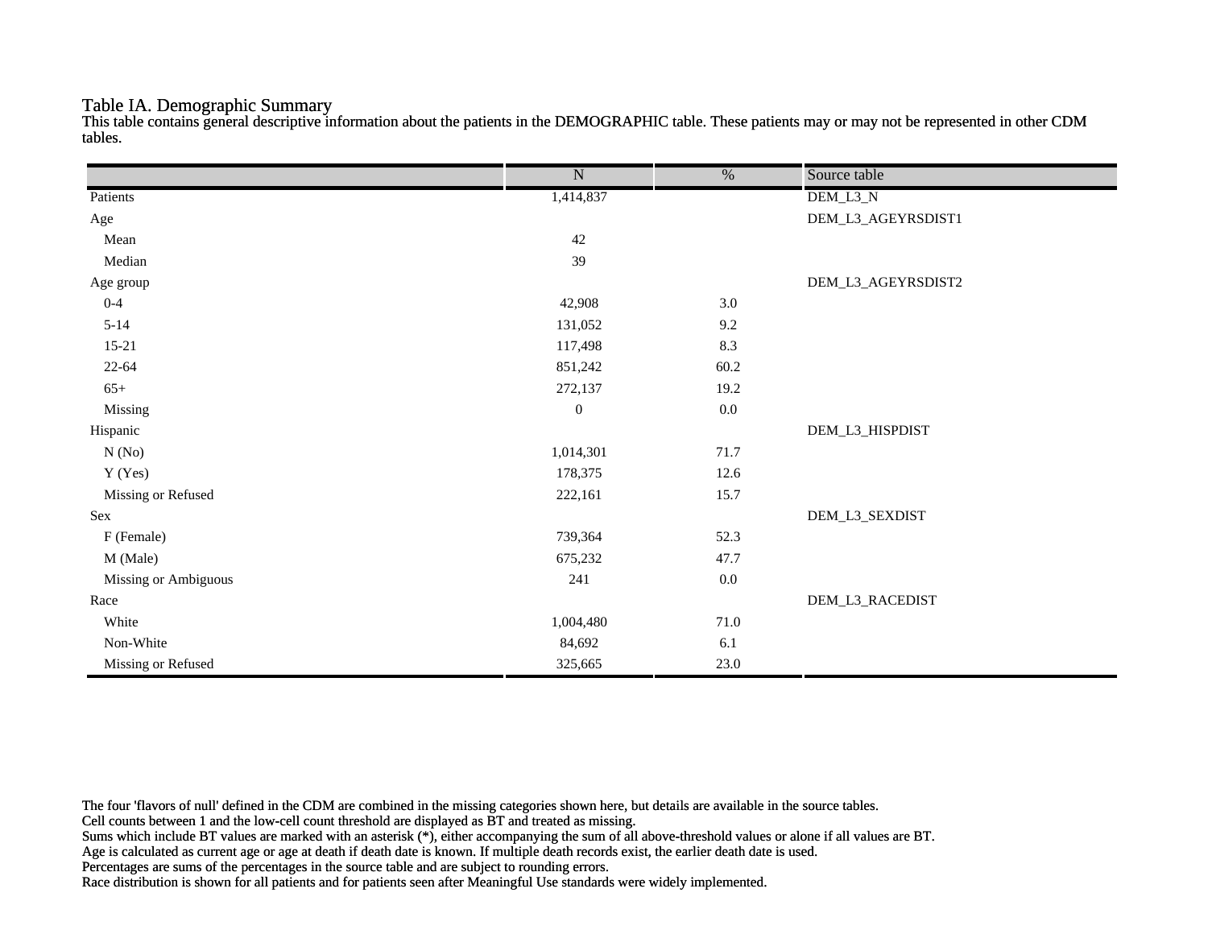## Table IA. Demographic Summary

This table contains general descriptive information about the patients in the DEMOGRAPHIC table. These patients may or may not be represented in other CDM tables.

| | N | % | Source table |
|---|---|---|---|
| Patients | 1,414,837 | | DEM_L3_N |
| Age | | | DEM_L3_AGEYRSDIST1 |
| Mean | 42 | | |
| Median | 39 | | |
| Age group | | | DEM_L3_AGEYRSDIST2 |
| 0-4 | 42,908 | 3.0 | |
| 5-14 | 131,052 | 9.2 | |
| 15-21 | 117,498 | 8.3 | |
| 22-64 | 851,242 | 60.2 | |
| 65+ | 272,137 | 19.2 | |
| Missing | 0 | 0.0 | |
| Hispanic | | | DEM_L3_HISPDIST |
| N (No) | 1,014,301 | 71.7 | |
| Y (Yes) | 178,375 | 12.6 | |
| Missing or Refused | 222,161 | 15.7 | |
| Sex | | | DEM_L3_SEXDIST |
| F (Female) | 739,364 | 52.3 | |
| M (Male) | 675,232 | 47.7 | |
| Missing or Ambiguous | 241 | 0.0 | |
| Race | | | DEM_L3_RACEDIST |
| White | 1,004,480 | 71.0 | |
| Non-White | 84,692 | 6.1 | |
| Missing or Refused | 325,665 | 23.0 | |

The four 'flavors of null' defined in the CDM are combined in the missing categories shown here, but details are available in the source tables.
Cell counts between 1 and the low-cell count threshold are displayed as BT and treated as missing.
Sums which include BT values are marked with an asterisk (*), either accompanying the sum of all above-threshold values or alone if all values are BT.
Age is calculated as current age or age at death if death date is known. If multiple death records exist, the earlier death date is used.
Percentages are sums of the percentages in the source table and are subject to rounding errors.
Race distribution is shown for all patients and for patients seen after Meaningful Use standards were widely implemented.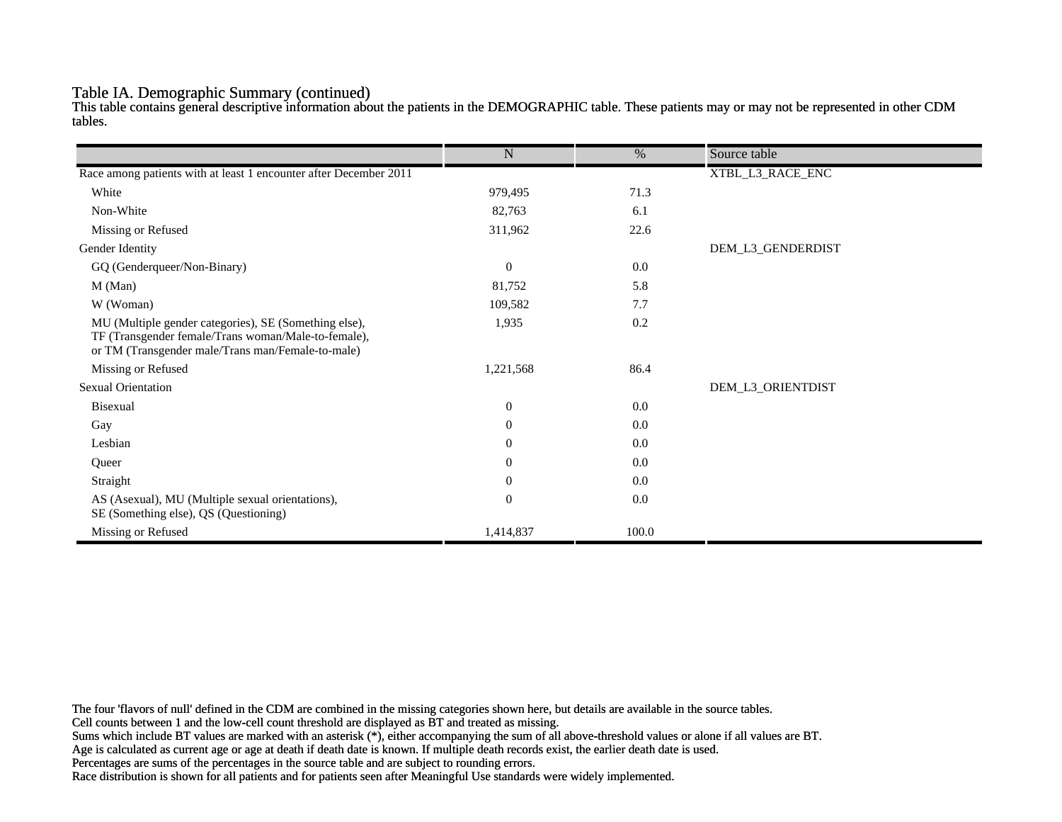## Table IA. Demographic Summary (continued)

This table contains general descriptive information about the patients in the DEMOGRAPHIC table. These patients may or may not be represented in other CDM tables.

| | N | % | Source table |
|---|---|---|---|
| Race among patients with at least 1 encounter after December 2011 | | | XTBL_L3_RACE_ENC |
| White | 979,495 | 71.3 | |
| Non-White | 82,763 | 6.1 | |
| Missing or Refused | 311,962 | 22.6 | |
| Gender Identity | | | DEM_L3_GENDERDIST |
| GQ (Genderqueer/Non-Binary) | 0 | 0.0 | |
| M (Man) | 81,752 | 5.8 | |
| W (Woman) | 109,582 | 7.7 | |
| MU (Multiple gender categories), SE (Something else), TF (Transgender female/Trans woman/Male-to-female), or TM (Transgender male/Trans man/Female-to-male) | 1,935 | 0.2 | |
| Missing or Refused | 1,221,568 | 86.4 | |
| Sexual Orientation | | | DEM_L3_ORIENTDIST |
| Bisexual | 0 | 0.0 | |
| Gay | 0 | 0.0 | |
| Lesbian | 0 | 0.0 | |
| Queer | 0 | 0.0 | |
| Straight | 0 | 0.0 | |
| AS (Asexual), MU (Multiple sexual orientations), SE (Something else), QS (Questioning) | 0 | 0.0 | |
| Missing or Refused | 1,414,837 | 100.0 | |

The four 'flavors of null' defined in the CDM are combined in the missing categories shown here, but details are available in the source tables.
Cell counts between 1 and the low-cell count threshold are displayed as BT and treated as missing.
Sums which include BT values are marked with an asterisk (*), either accompanying the sum of all above-threshold values or alone if all values are BT.
Age is calculated as current age or age at death if death date is known. If multiple death records exist, the earlier death date is used.
Percentages are sums of the percentages in the source table and are subject to rounding errors.
Race distribution is shown for all patients and for patients seen after Meaningful Use standards were widely implemented.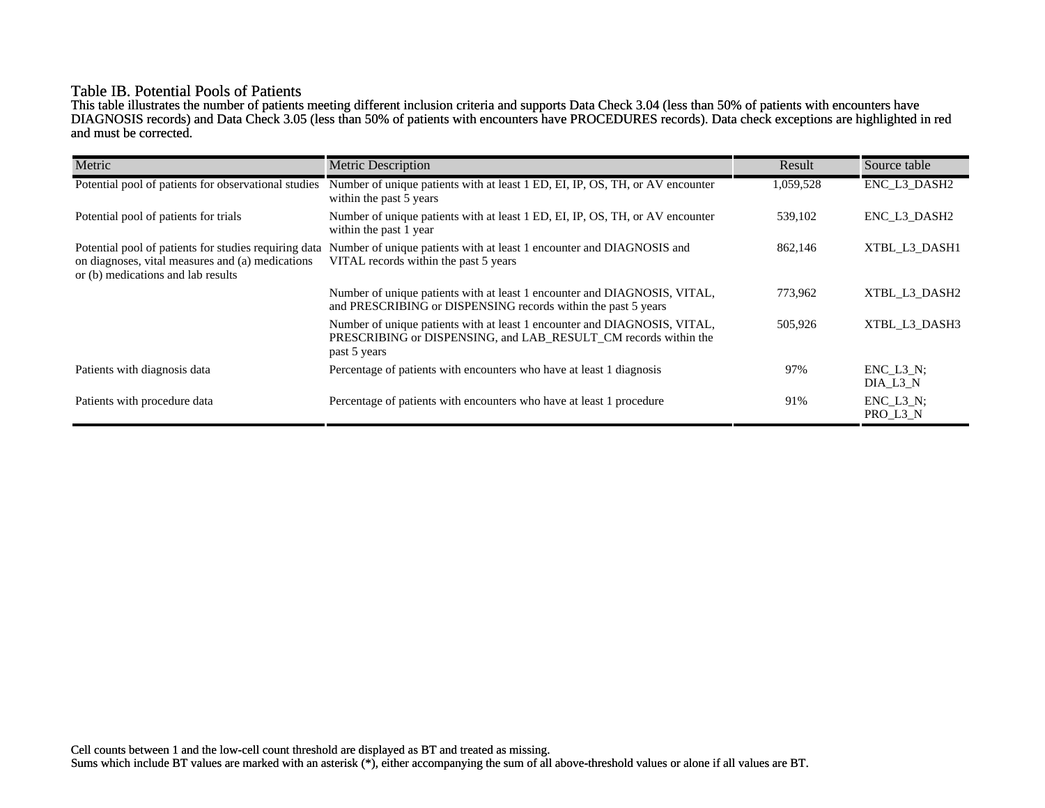## Table IB. Potential Pools of Patients

This table illustrates the number of patients meeting different inclusion criteria and supports Data Check 3.04 (less than 50% of patients with encounters have DIAGNOSIS records) and Data Check 3.05 (less than 50% of patients with encounters have PROCEDURES records). Data check exceptions are highlighted in red and must be corrected.

| Metric | Metric Description | Result | Source table |
|---|---|---|---|
| Potential pool of patients for observational studies | Number of unique patients with at least 1 ED, EI, IP, OS, TH, or AV encounter within the past 5 years | 1,059,528 | ENC_L3_DASH2 |
| Potential pool of patients for trials | Number of unique patients with at least 1 ED, EI, IP, OS, TH, or AV encounter within the past 1 year | 539,102 | ENC_L3_DASH2 |
| Potential pool of patients for studies requiring data on diagnoses, vital measures and (a) medications or (b) medications and lab results | Number of unique patients with at least 1 encounter and DIAGNOSIS and VITAL records within the past 5 years | 862,146 | XTBL_L3_DASH1 |
| | Number of unique patients with at least 1 encounter and DIAGNOSIS, VITAL, and PRESCRIBING or DISPENSING records within the past 5 years | 773,962 | XTBL_L3_DASH2 |
| | Number of unique patients with at least 1 encounter and DIAGNOSIS, VITAL, PRESCRIBING or DISPENSING, and LAB_RESULT_CM records within the past 5 years | 505,926 | XTBL_L3_DASH3 |
| Patients with diagnosis data | Percentage of patients with encounters who have at least 1 diagnosis | 97% | ENC_L3_N; DIA_L3_N |
| Patients with procedure data | Percentage of patients with encounters who have at least 1 procedure | 91% | ENC_L3_N; PRO_L3_N |

Cell counts between 1 and the low-cell count threshold are displayed as BT and treated as missing.
Sums which include BT values are marked with an asterisk (*), either accompanying the sum of all above-threshold values or alone if all values are BT.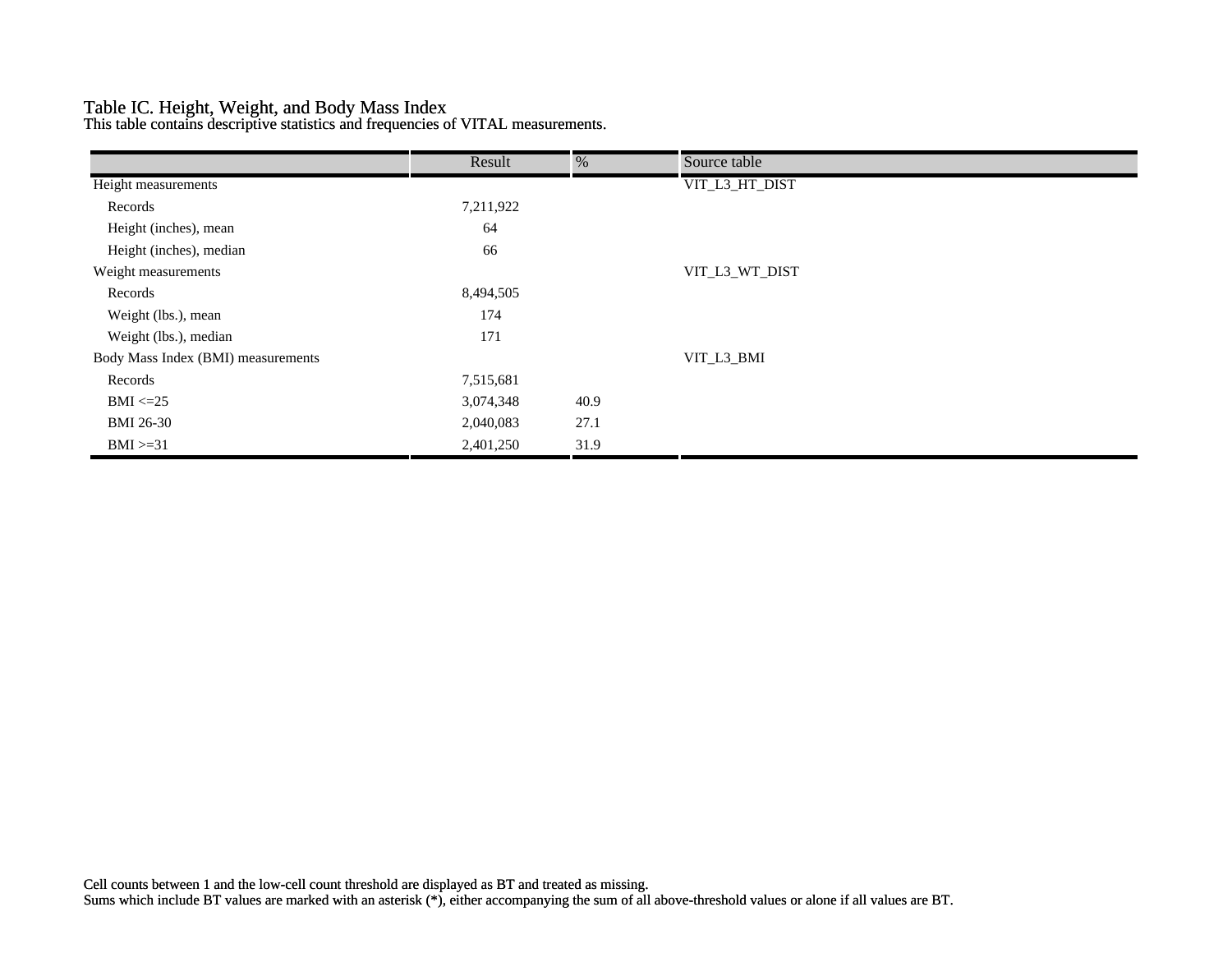# Table IC. Height, Weight, and Body Mass Index

This table contains descriptive statistics and frequencies of VITAL measurements.

| | Result | % | Source table |
|---|---|---|---|
| Height measurements | | | VIT_L3_HT_DIST |
| Records | 7,211,922 | | |
| Height (inches), mean | 64 | | |
| Height (inches), median | 66 | | |
| Weight measurements | | | VIT_L3_WT_DIST |
| Records | 8,494,505 | | |
| Weight (lbs.), mean | 174 | | |
| Weight (lbs.), median | 171 | | |
| Body Mass Index (BMI) measurements | | | VIT_L3_BMI |
| Records | 7,515,681 | | |
| BMI <=25 | 3,074,348 | 40.9 | |
| BMI 26-30 | 2,040,083 | 27.1 | |
| BMI >=31 | 2,401,250 | 31.9 | |

Cell counts between 1 and the low-cell count threshold are displayed as BT and treated as missing.
Sums which include BT values are marked with an asterisk (*), either accompanying the sum of all above-threshold values or alone if all values are BT.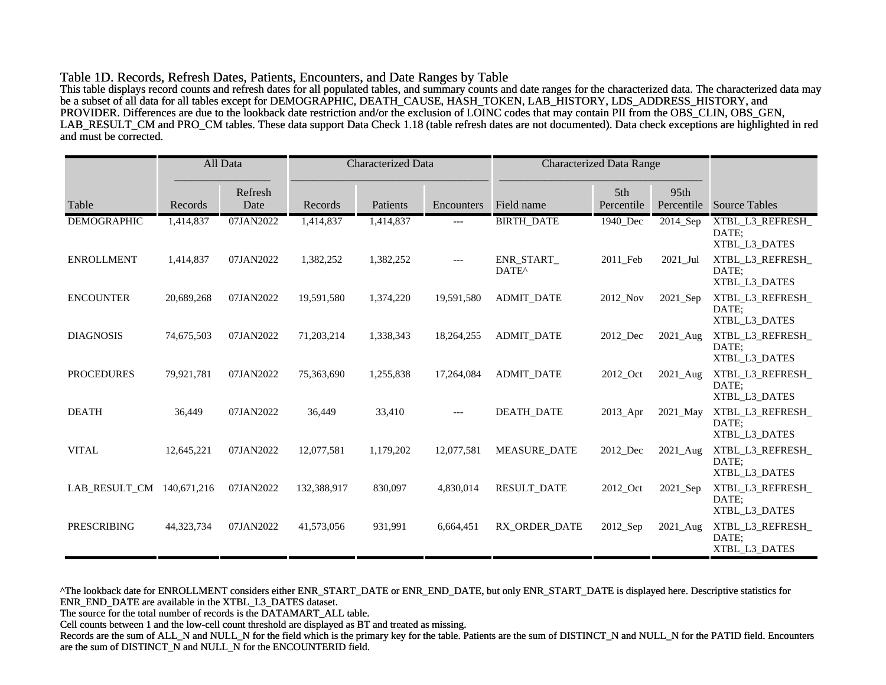## Table 1D. Records, Refresh Dates, Patients, Encounters, and Date Ranges by Table

This table displays record counts and refresh dates for all populated tables, and summary counts and date ranges for the characterized data. The characterized data may be a subset of all data for all tables except for DEMOGRAPHIC, DEATH_CAUSE, HASH_TOKEN, LAB_HISTORY, LDS_ADDRESS_HISTORY, and PROVIDER. Differences are due to the lookback date restriction and/or the exclusion of LOINC codes that may contain PII from the OBS_CLIN, OBS_GEN, LAB_RESULT_CM and PRO_CM tables. These data support Data Check 1.18 (table refresh dates are not documented). Data check exceptions are highlighted in red and must be corrected.

| | All Data | | Characterized Data | | | Characterized Data Range | | | |
|---|---|---|---|---|---|---|---|---|---|
| Table | Records | Refresh Date | Records | Patients | Encounters | Field name | 5th Percentile | 95th Percentile | Source Tables |
| DEMOGRAPHIC | 1,414,837 | 07JAN2022 | 1,414,837 | 1,414,837 | --- | BIRTH_DATE | 1940_Dec | 2014_Sep | XTBL_L3_REFRESH_DATE; XTBL_L3_DATES |
| ENROLLMENT | 1,414,837 | 07JAN2022 | 1,382,252 | 1,382,252 | --- | ENR_START_DATE^ | 2011_Feb | 2021_Jul | XTBL_L3_REFRESH_DATE; XTBL_L3_DATES |
| ENCOUNTER | 20,689,268 | 07JAN2022 | 19,591,580 | 1,374,220 | 19,591,580 | ADMIT_DATE | 2012_Nov | 2021_Sep | XTBL_L3_REFRESH_DATE; XTBL_L3_DATES |
| DIAGNOSIS | 74,675,503 | 07JAN2022 | 71,203,214 | 1,338,343 | 18,264,255 | ADMIT_DATE | 2012_Dec | 2021_Aug | XTBL_L3_REFRESH_DATE; XTBL_L3_DATES |
| PROCEDURES | 79,921,781 | 07JAN2022 | 75,363,690 | 1,255,838 | 17,264,084 | ADMIT_DATE | 2012_Oct | 2021_Aug | XTBL_L3_REFRESH_DATE; XTBL_L3_DATES |
| DEATH | 36,449 | 07JAN2022 | 36,449 | 33,410 | --- | DEATH_DATE | 2013_Apr | 2021_May | XTBL_L3_REFRESH_DATE; XTBL_L3_DATES |
| VITAL | 12,645,221 | 07JAN2022 | 12,077,581 | 1,179,202 | 12,077,581 | MEASURE_DATE | 2012_Dec | 2021_Aug | XTBL_L3_REFRESH_DATE; XTBL_L3_DATES |
| LAB_RESULT_CM | 140,671,216 | 07JAN2022 | 132,388,917 | 830,097 | 4,830,014 | RESULT_DATE | 2012_Oct | 2021_Sep | XTBL_L3_REFRESH_DATE; XTBL_L3_DATES |
| PRESCRIBING | 44,323,734 | 07JAN2022 | 41,573,056 | 931,991 | 6,664,451 | RX_ORDER_DATE | 2012_Sep | 2021_Aug | XTBL_L3_REFRESH_DATE; XTBL_L3_DATES |

^The lookback date for ENROLLMENT considers either ENR_START_DATE or ENR_END_DATE, but only ENR_START_DATE is displayed here. Descriptive statistics for ENR_END_DATE are available in the XTBL_L3_DATES dataset.
The source for the total number of records is the DATAMART_ALL table.
Cell counts between 1 and the low-cell count threshold are displayed as BT and treated as missing.
Records are the sum of ALL_N and NULL_N for the field which is the primary key for the table. Patients are the sum of DISTINCT_N and NULL_N for the PATID field. Encounters are the sum of DISTINCT_N and NULL_N for the ENCOUNTERID field.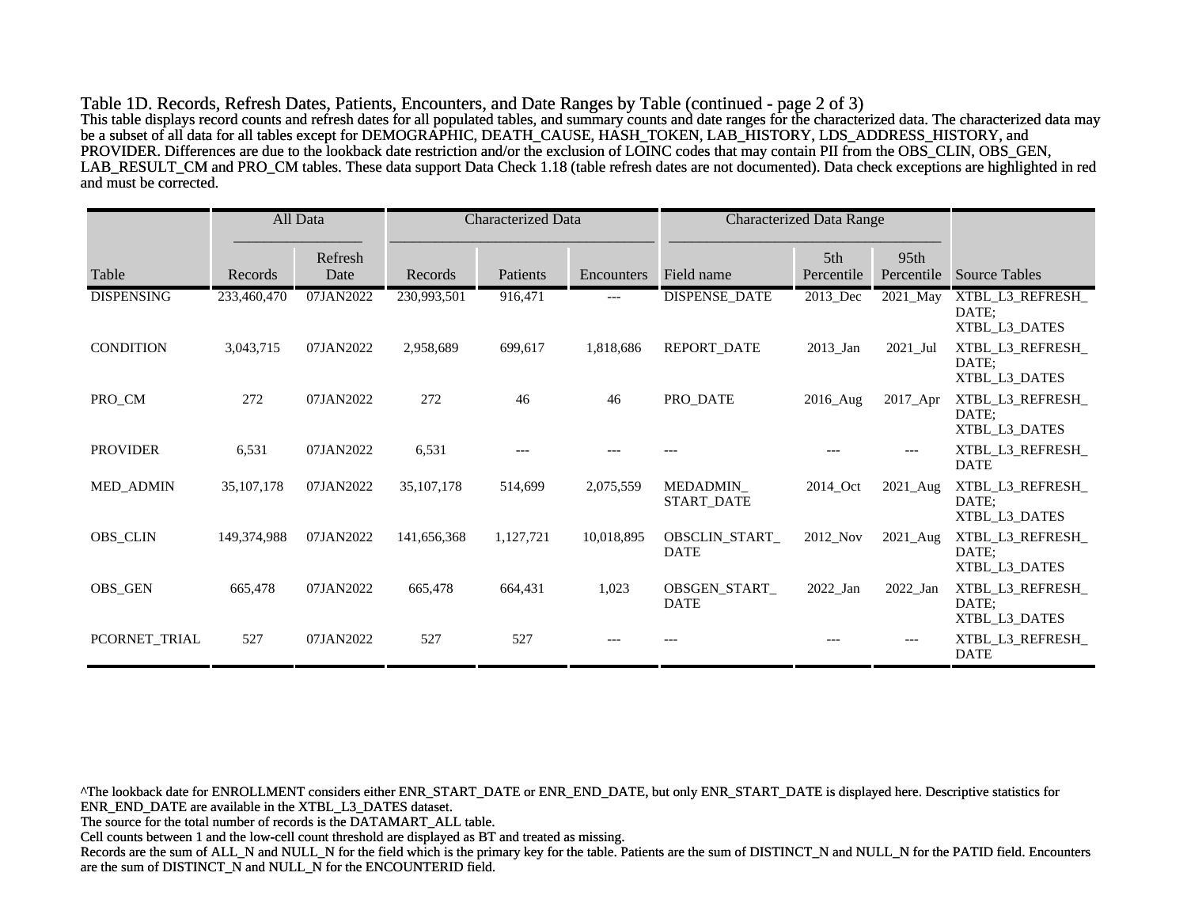Table 1D. Records, Refresh Dates, Patients, Encounters, and Date Ranges by Table (continued - page 2 of 3)

This table displays record counts and refresh dates for all populated tables, and summary counts and date ranges for the characterized data. The characterized data may be a subset of all data for all tables except for DEMOGRAPHIC, DEATH_CAUSE, HASH_TOKEN, LAB_HISTORY, LDS_ADDRESS_HISTORY, and PROVIDER. Differences are due to the lookback date restriction and/or the exclusion of LOINC codes that may contain PII from the OBS_CLIN, OBS_GEN, LAB_RESULT_CM and PRO_CM tables. These data support Data Check 1.18 (table refresh dates are not documented). Data check exceptions are highlighted in red and must be corrected.

| | All Data | | Characterized Data | | | Characterized Data Range | | | |
|---|---|---|---|---|---|---|---|---|---|
| Table | Records | Refresh Date | Records | Patients | Encounters | Field name | 5th Percentile | 95th Percentile | Source Tables |
| DISPENSING | 233,460,470 | 07JAN2022 | 230,993,501 | 916,471 | --- | DISPENSE_DATE | 2013_Dec | 2021_May | XTBL_L3_REFRESH_DATE; XTBL_L3_DATES |
| CONDITION | 3,043,715 | 07JAN2022 | 2,958,689 | 699,617 | 1,818,686 | REPORT_DATE | 2013_Jan | 2021_Jul | XTBL_L3_REFRESH_DATE; XTBL_L3_DATES |
| PRO_CM | 272 | 07JAN2022 | 272 | 46 | 46 | PRO_DATE | 2016_Aug | 2017_Apr | XTBL_L3_REFRESH_DATE; XTBL_L3_DATES |
| PROVIDER | 6,531 | 07JAN2022 | 6,531 | --- | --- | --- | --- | --- | XTBL_L3_REFRESH_DATE |
| MED_ADMIN | 35,107,178 | 07JAN2022 | 35,107,178 | 514,699 | 2,075,559 | MEDADMIN_START_DATE | 2014_Oct | 2021_Aug | XTBL_L3_REFRESH_DATE; XTBL_L3_DATES |
| OBS_CLIN | 149,374,988 | 07JAN2022 | 141,656,368 | 1,127,721 | 10,018,895 | OBSCLIN_START_DATE | 2012_Nov | 2021_Aug | XTBL_L3_REFRESH_DATE; XTBL_L3_DATES |
| OBS_GEN | 665,478 | 07JAN2022 | 665,478 | 664,431 | 1,023 | OBSGEN_START_DATE | 2022_Jan | 2022_Jan | XTBL_L3_REFRESH_DATE; XTBL_L3_DATES |
| PCORNET_TRIAL | 527 | 07JAN2022 | 527 | 527 | --- | --- | --- | --- | XTBL_L3_REFRESH_DATE |

^The lookback date for ENROLLMENT considers either ENR_START_DATE or ENR_END_DATE, but only ENR_START_DATE is displayed here. Descriptive statistics for ENR_END_DATE are available in the XTBL_L3_DATES dataset.
The source for the total number of records is the DATAMART_ALL table.
Cell counts between 1 and the low-cell count threshold are displayed as BT and treated as missing.
Records are the sum of ALL_N and NULL_N for the field which is the primary key for the table. Patients are the sum of DISTINCT_N and NULL_N for the PATID field. Encounters are the sum of DISTINCT_N and NULL_N for the ENCOUNTERID field.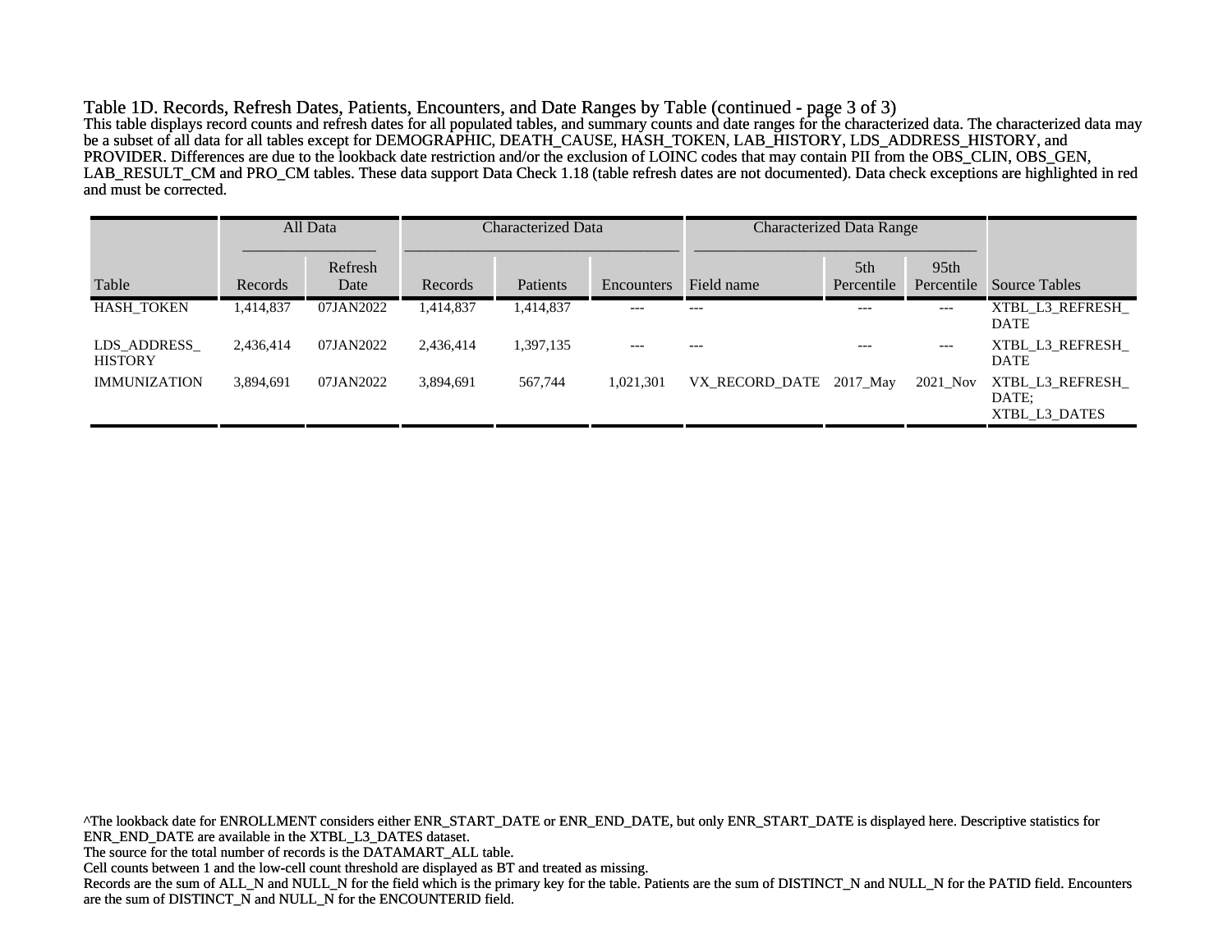### Table 1D. Records, Refresh Dates, Patients, Encounters, and Date Ranges by Table (continued - page 3 of 3)

This table displays record counts and refresh dates for all populated tables, and summary counts and date ranges for the characterized data. The characterized data may be a subset of all data for all tables except for DEMOGRAPHIC, DEATH_CAUSE, HASH_TOKEN, LAB_HISTORY, LDS_ADDRESS_HISTORY, and PROVIDER. Differences are due to the lookback date restriction and/or the exclusion of LOINC codes that may contain PII from the OBS_CLIN, OBS_GEN, LAB_RESULT_CM and PRO_CM tables. These data support Data Check 1.18 (table refresh dates are not documented). Data check exceptions are highlighted in red and must be corrected.

| | All Data | | Characterized Data | | | Characterized Data Range | | | |
|---|---|---|---|---|---|---|---|---|---|
| Table | Records | Refresh Date | Records | Patients | Encounters | Field name | 5th Percentile | 95th Percentile | Source Tables |
| HASH_TOKEN | 1,414,837 | 07JAN2022 | 1,414,837 | 1,414,837 | --- | --- | --- | --- | XTBL_L3_REFRESH_DATE |
| LDS_ADDRESS_HISTORY | 2,436,414 | 07JAN2022 | 2,436,414 | 1,397,135 | --- | --- | --- | --- | XTBL_L3_REFRESH_DATE |
| IMMUNIZATION | 3,894,691 | 07JAN2022 | 3,894,691 | 567,744 | 1,021,301 | VX_RECORD_DATE | 2017_May | 2021_Nov | XTBL_L3_REFRESH_DATE; XTBL_L3_DATES |

^The lookback date for ENROLLMENT considers either ENR_START_DATE or ENR_END_DATE, but only ENR_START_DATE is displayed here. Descriptive statistics for ENR_END_DATE are available in the XTBL_L3_DATES dataset.
The source for the total number of records is the DATAMART_ALL table.
Cell counts between 1 and the low-cell count threshold are displayed as BT and treated as missing.
Records are the sum of ALL_N and NULL_N for the field which is the primary key for the table. Patients are the sum of DISTINCT_N and NULL_N for the PATID field. Encounters are the sum of DISTINCT_N and NULL_N for the ENCOUNTERID field.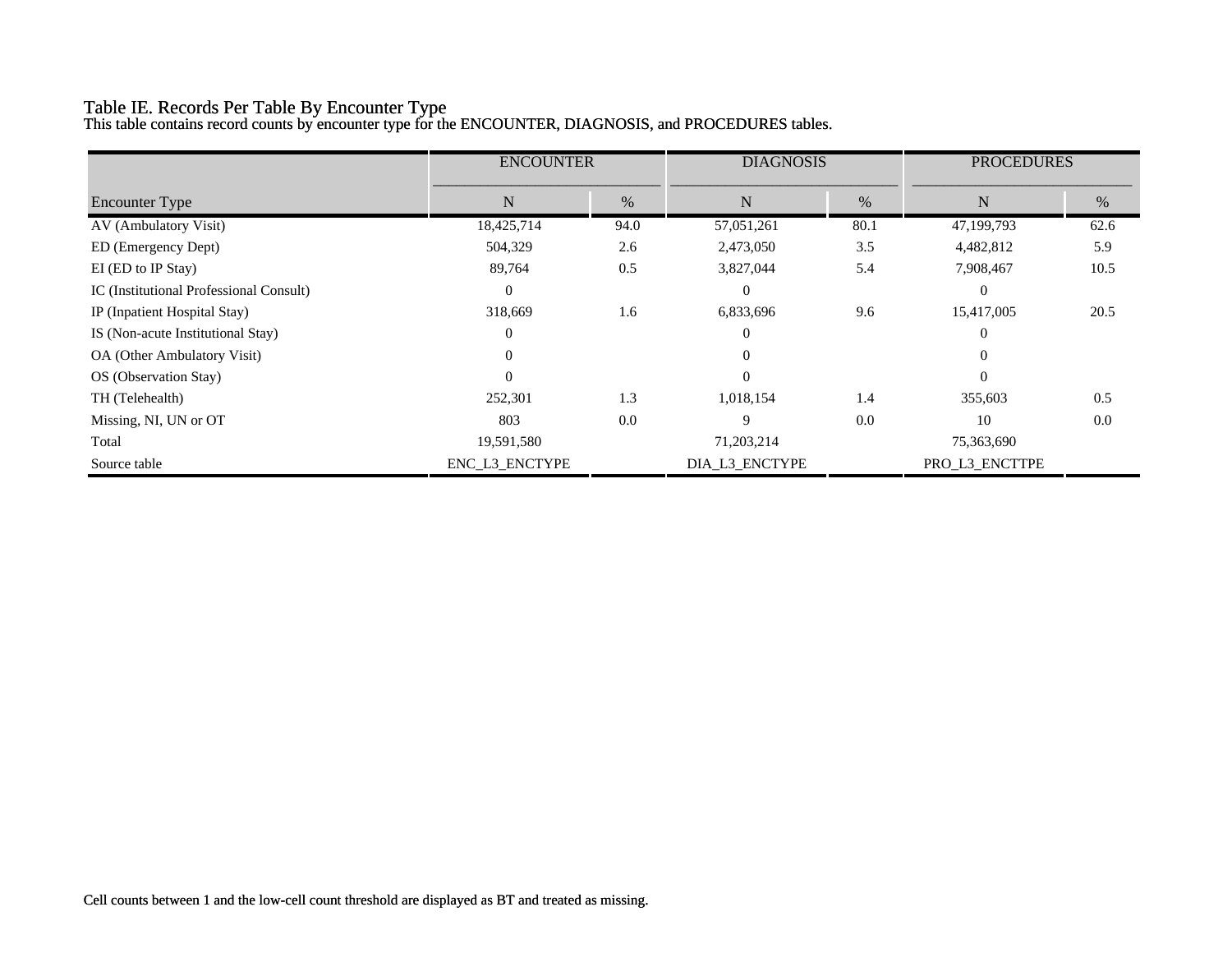## Table IE. Records Per Table By Encounter Type

This table contains record counts by encounter type for the ENCOUNTER, DIAGNOSIS, and PROCEDURES tables.

| | ENCOUNTER | | DIAGNOSIS | | PROCEDURES | |
|---|---|---|---|---|---|---|
| Encounter Type | N | % | N | % | N | % |
| AV (Ambulatory Visit) | 18,425,714 | 94.0 | 57,051,261 | 80.1 | 47,199,793 | 62.6 |
| ED (Emergency Dept) | 504,329 | 2.6 | 2,473,050 | 3.5 | 4,482,812 | 5.9 |
| EI (ED to IP Stay) | 89,764 | 0.5 | 3,827,044 | 5.4 | 7,908,467 | 10.5 |
| IC (Institutional Professional Consult) | 0 | | 0 | | 0 | |
| IP (Inpatient Hospital Stay) | 318,669 | 1.6 | 6,833,696 | 9.6 | 15,417,005 | 20.5 |
| IS (Non-acute Institutional Stay) | 0 | | 0 | | 0 | |
| OA (Other Ambulatory Visit) | 0 | | 0 | | 0 | |
| OS (Observation Stay) | 0 | | 0 | | 0 | |
| TH (Telehealth) | 252,301 | 1.3 | 1,018,154 | 1.4 | 355,603 | 0.5 |
| Missing, NI, UN or OT | 803 | 0.0 | 9 | 0.0 | 10 | 0.0 |
| Total | 19,591,580 | | 71,203,214 | | 75,363,690 | |
| Source table | ENC_L3_ENCTYPE | | DIA_L3_ENCTYPE | | PRO_L3_ENCTTPE | |

Cell counts between 1 and the low-cell count threshold are displayed as BT and treated as missing.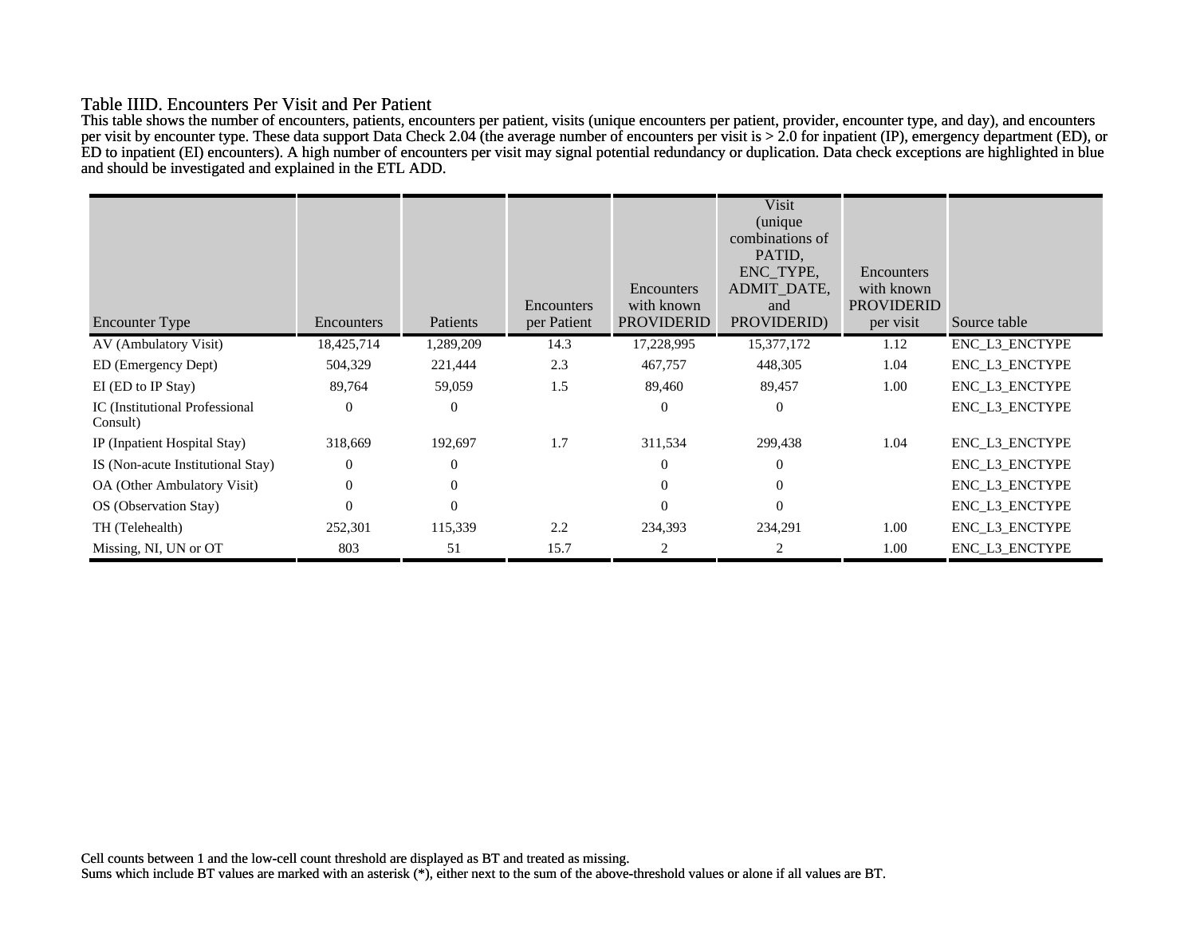## Table IIID. Encounters Per Visit and Per Patient

This table shows the number of encounters, patients, encounters per patient, visits (unique encounters per patient, provider, encounter type, and day), and encounters per visit by encounter type. These data support Data Check 2.04 (the average number of encounters per visit is > 2.0 for inpatient (IP), emergency department (ED), or ED to inpatient (EI) encounters). A high number of encounters per visit may signal potential redundancy or duplication. Data check exceptions are highlighted in blue and should be investigated and explained in the ETL ADD.

| Encounter Type | Encounters | Patients | Encounters per Patient | Encounters with known PROVIDERID | Visit (unique combinations of PATID, ENC_TYPE, ADMIT_DATE, and PROVIDERID) | Encounters with known PROVIDERID per visit | Source table |
|---|---|---|---|---|---|---|---|
| AV (Ambulatory Visit) | 18,425,714 | 1,289,209 | 14.3 | 17,228,995 | 15,377,172 | 1.12 | ENC_L3_ENCTYPE |
| ED (Emergency Dept) | 504,329 | 221,444 | 2.3 | 467,757 | 448,305 | 1.04 | ENC_L3_ENCTYPE |
| EI (ED to IP Stay) | 89,764 | 59,059 | 1.5 | 89,460 | 89,457 | 1.00 | ENC_L3_ENCTYPE |
| IC (Institutional Professional Consult) | 0 | 0 | | 0 | 0 | | ENC_L3_ENCTYPE |
| IP (Inpatient Hospital Stay) | 318,669 | 192,697 | 1.7 | 311,534 | 299,438 | 1.04 | ENC_L3_ENCTYPE |
| IS (Non-acute Institutional Stay) | 0 | 0 | | 0 | 0 | | ENC_L3_ENCTYPE |
| OA (Other Ambulatory Visit) | 0 | 0 | | 0 | 0 | | ENC_L3_ENCTYPE |
| OS (Observation Stay) | 0 | 0 | | 0 | 0 | | ENC_L3_ENCTYPE |
| TH (Telehealth) | 252,301 | 115,339 | 2.2 | 234,393 | 234,291 | 1.00 | ENC_L3_ENCTYPE |
| Missing, NI, UN or OT | 803 | 51 | 15.7 | 2 | 2 | 1.00 | ENC_L3_ENCTYPE |

Cell counts between 1 and the low-cell count threshold are displayed as BT and treated as missing.
Sums which include BT values are marked with an asterisk (*), either next to the sum of the above-threshold values or alone if all values are BT.